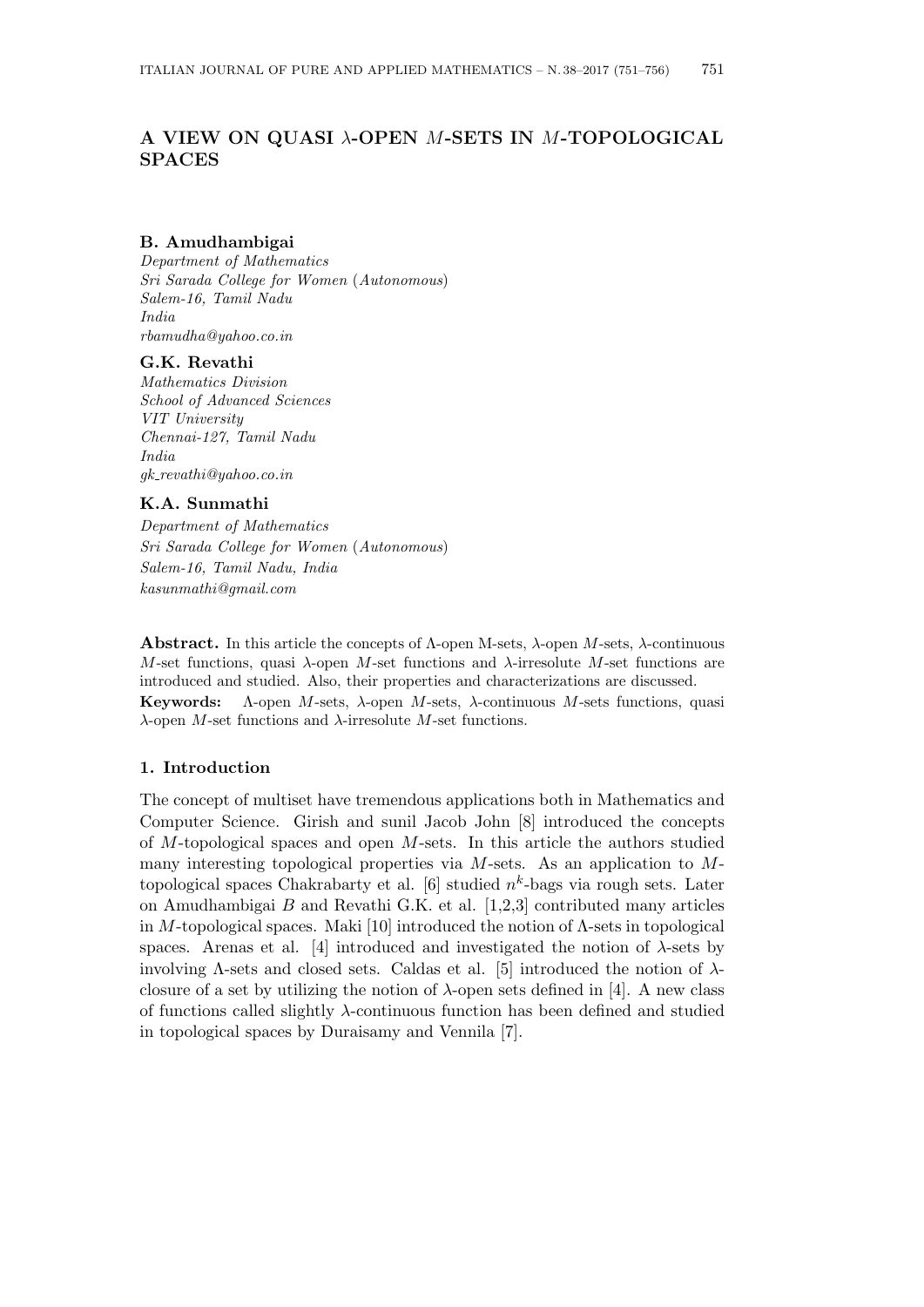# A VIEW ON QUASI $\lambda$-OPEN $M$-SETS IN $M$-TOPOLOGICAL SPACES

**B. Amudhambigai**

*Department of Mathematics*
*Sri Sarada College for Women (Autonomous)*
*Salem-16, Tamil Nadu*
*India*
*rbamudha@yahoo.co.in*

**G.K. Revathi**

*Mathematics Division*
*School of Advanced Sciences*
*VIT University*
*Chennai-127, Tamil Nadu*
*India*
*gk_revathi@yahoo.co.in*

**K.A. Sunmathi**

*Department of Mathematics*
*Sri Sarada College for Women (Autonomous)*
*Salem-16, Tamil Nadu, India*
*kasunmathi@gmail.com*

**Abstract.** In this article the concepts of $\Lambda$-open M-sets, $\lambda$-open $M$-sets, $\lambda$-continuous $M$-set functions, quasi $\lambda$-open $M$-set functions and $\lambda$-irresolute $M$-set functions are introduced and studied. Also, their properties and characterizations are discussed.

**Keywords:** $\Lambda$-open $M$-sets, $\lambda$-open $M$-sets, $\lambda$-continuous $M$-sets functions, quasi $\lambda$-open $M$-set functions and $\lambda$-irresolute $M$-set functions.

## 1. Introduction

The concept of multiset have tremendous applications both in Mathematics and Computer Science. Girish and sunil Jacob John [8] introduced the concepts of $M$-topological spaces and open $M$-sets. In this article the authors studied many interesting topological properties via $M$-sets. As an application to $M$-topological spaces Chakrabarty et al. [6] studied $n^k$-bags via rough sets. Later on Amudhambigai $B$ and Revathi G.K. et al. [1,2,3] contributed many articles in $M$-topological spaces. Maki [10] introduced the notion of $\Lambda$-sets in topological spaces. Arenas et al. [4] introduced and investigated the notion of $\lambda$-sets by involving $\Lambda$-sets and closed sets. Caldas et al. [5] introduced the notion of $\lambda$-closure of a set by utilizing the notion of $\lambda$-open sets defined in [4]. A new class of functions called slightly $\lambda$-continuous function has been defined and studied in topological spaces by Duraisamy and Vennila [7].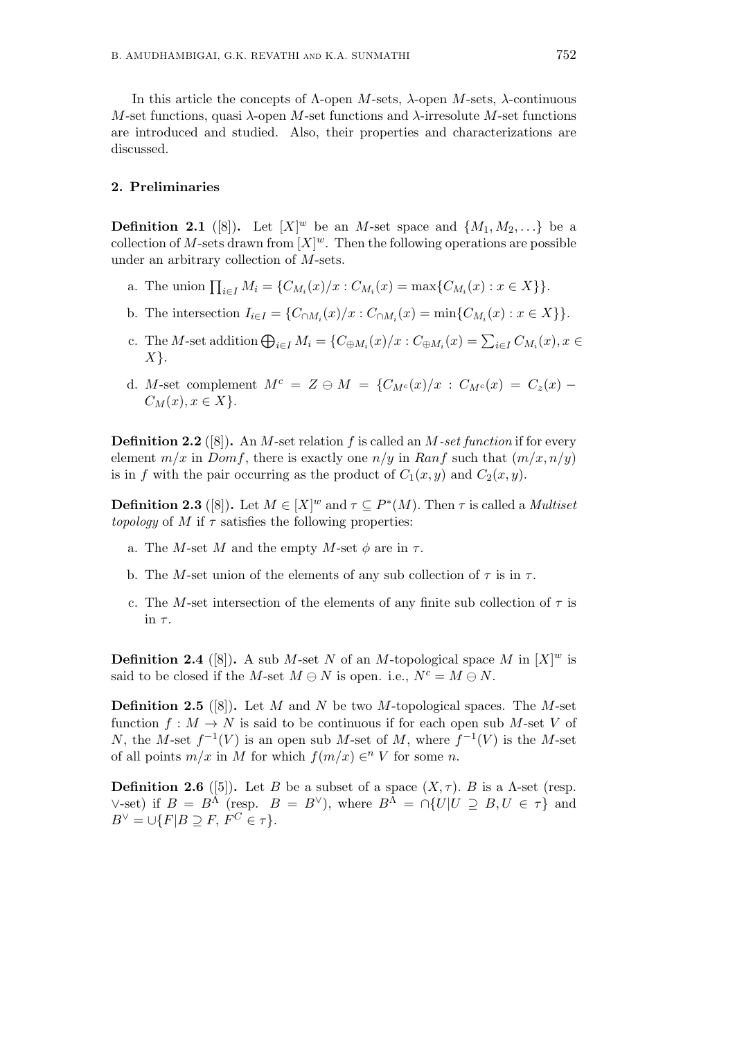In this article the concepts of $\Lambda$-open $M$-sets, $\lambda$-open $M$-sets, $\lambda$-continuous $M$-set functions, quasi $\lambda$-open $M$-set functions and $\lambda$-irresolute $M$-set functions are introduced and studied. Also, their properties and characterizations are discussed.

## 2. Preliminaries

**Definition 2.1** ([8])**.** Let $[X]^w$ be an $M$-set space and $\{M_1, M_2, \ldots\}$ be a collection of $M$-sets drawn from $[X]^w$. Then the following operations are possible under an arbitrary collection of $M$-sets.

a. The union $\coprod_{i\in I} M_i = \{C_{M_i}(x)/x : C_{M_i}(x) = \max\{C_{M_i}(x) : x \in X\}\}$.

b. The intersection $I_{i\in I} = \{C_{\cap M_i}(x)/x : C_{\cap M_i}(x) = \min\{C_{M_i}(x) : x \in X\}\}$.

c. The $M$-set addition $\bigoplus_{i\in I} M_i = \{C_{\oplus M_i}(x)/x : C_{\oplus M_i}(x) = \sum_{i\in I} C_{M_i}(x), x \in X\}$.

d. $M$-set complement $M^c = Z \ominus M = \{C_{M^c}(x)/x : C_{M^c}(x) = C_z(x) - C_M(x), x \in X\}$.

**Definition 2.2** ([8])**.** An $M$-set relation $f$ is called an *$M$-set function* if for every element $m/x$ in $Dom f$, there is exactly one $n/y$ in $Ran f$ such that $(m/x, n/y)$ is in $f$ with the pair occurring as the product of $C_1(x, y)$ and $C_2(x, y)$.

**Definition 2.3** ([8])**.** Let $M \in [X]^w$ and $\tau \subseteq P^*(M)$. Then $\tau$ is called a *Multiset topology* of $M$ if $\tau$ satisfies the following properties:

a. The $M$-set $M$ and the empty $M$-set $\phi$ are in $\tau$.

b. The $M$-set union of the elements of any sub collection of $\tau$ is in $\tau$.

c. The $M$-set intersection of the elements of any finite sub collection of $\tau$ is in $\tau$.

**Definition 2.4** ([8])**.** A sub $M$-set $N$ of an $M$-topological space $M$ in $[X]^w$ is said to be closed if the $M$-set $M \ominus N$ is open. i.e., $N^c = M \ominus N$.

**Definition 2.5** ([8])**.** Let $M$ and $N$ be two $M$-topological spaces. The $M$-set function $f : M \to N$ is said to be continuous if for each open sub $M$-set $V$ of $N$, the $M$-set $f^{-1}(V)$ is an open sub $M$-set of $M$, where $f^{-1}(V)$ is the $M$-set of all points $m/x$ in $M$ for which $f(m/x) \in^n V$ for some $n$.

**Definition 2.6** ([5])**.** Let $B$ be a subset of a space $(X, \tau)$. $B$ is a $\Lambda$-set (resp. $\vee$-set) if $B = B^\Lambda$ (resp. $B = B^\vee$), where $B^\Lambda = \cap\{U | U \supseteq B, U \in \tau\}$ and $B^\vee = \cup\{F | B \supseteq F, F^C \in \tau\}$.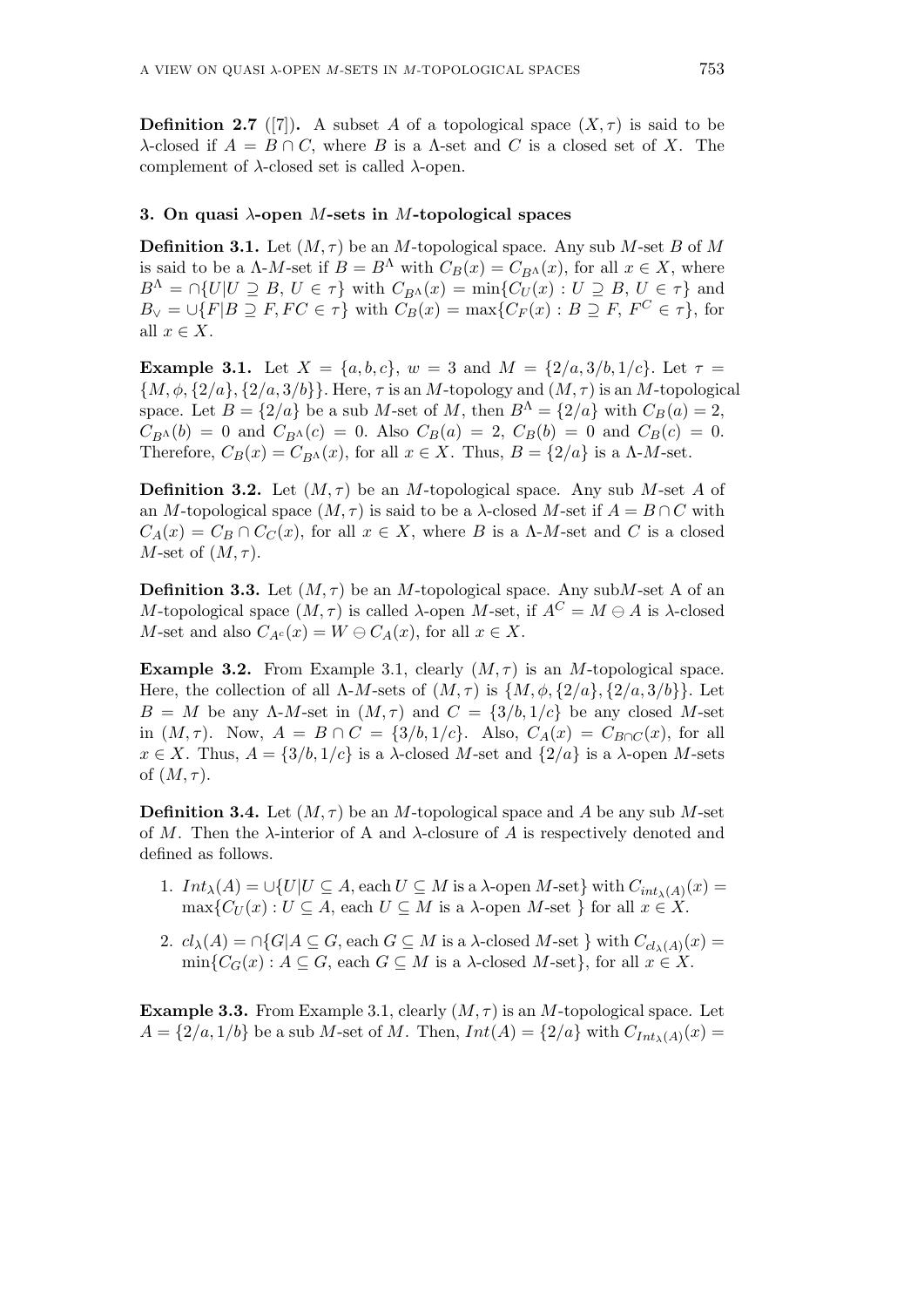**Definition 2.7** ([7])**.** A subset $A$ of a topological space $(X, \tau)$ is said to be $\lambda$-closed if $A = B \cap C$, where $B$ is a $\Lambda$-set and $C$ is a closed set of $X$. The complement of $\lambda$-closed set is called $\lambda$-open.

### 3. On quasi $\lambda$-open $M$-sets in $M$-topological spaces

**Definition 3.1.** Let $(M, \tau)$ be an $M$-topological space. Any sub $M$-set $B$ of $M$ is said to be a $\Lambda$-$M$-set if $B = B^\Lambda$ with $C_B(x) = C_{B^\Lambda}(x)$, for all $x \in X$, where $B^\Lambda = \cap\{U | U \supseteq B,\, U \in \tau\}$ with $C_{B^\Lambda}(x) = \min\{C_U(x) : U \supseteq B,\, U \in \tau\}$ and $B_\vee = \cup\{F | B \supseteq F, FC \in \tau\}$ with $C_B(x) = \max\{C_F(x) : B \supseteq F,\, F^C \in \tau\}$, for all $x \in X$.

**Example 3.1.** Let $X = \{a, b, c\}$, $w = 3$ and $M = \{2/a, 3/b, 1/c\}$. Let $\tau = \{M, \phi, \{2/a\}, \{2/a, 3/b\}\}$. Here, $\tau$ is an $M$-topology and $(M, \tau)$ is an $M$-topological space. Let $B = \{2/a\}$ be a sub $M$-set of $M$, then $B^\Lambda = \{2/a\}$ with $C_B(a) = 2$, $C_{B^\Lambda}(b) = 0$ and $C_{B^\Lambda}(c) = 0$. Also $C_B(a) = 2$, $C_B(b) = 0$ and $C_B(c) = 0$. Therefore, $C_B(x) = C_{B^\Lambda}(x)$, for all $x \in X$. Thus, $B = \{2/a\}$ is a $\Lambda$-$M$-set.

**Definition 3.2.** Let $(M, \tau)$ be an $M$-topological space. Any sub $M$-set $A$ of an $M$-topological space $(M, \tau)$ is said to be a $\lambda$-closed $M$-set if $A = B \cap C$ with $C_A(x) = C_B \cap C_C(x)$, for all $x \in X$, where $B$ is a $\Lambda$-$M$-set and $C$ is a closed $M$-set of $(M, \tau)$.

**Definition 3.3.** Let $(M, \tau)$ be an $M$-topological space. Any sub$M$-set A of an $M$-topological space $(M, \tau)$ is called $\lambda$-open $M$-set, if $A^C = M \ominus A$ is $\lambda$-closed $M$-set and also $C_{A^c}(x) = W \ominus C_A(x)$, for all $x \in X$.

**Example 3.2.** From Example 3.1, clearly $(M, \tau)$ is an $M$-topological space. Here, the collection of all $\Lambda$-$M$-sets of $(M, \tau)$ is $\{M, \phi, \{2/a\}, \{2/a, 3/b\}\}$. Let $B = M$ be any $\Lambda$-$M$-set in $(M, \tau)$ and $C = \{3/b, 1/c\}$ be any closed $M$-set in $(M, \tau)$. Now, $A = B \cap C = \{3/b, 1/c\}$. Also, $C_A(x) = C_{B \cap C}(x)$, for all $x \in X$. Thus, $A = \{3/b, 1/c\}$ is a $\lambda$-closed $M$-set and $\{2/a\}$ is a $\lambda$-open $M$-sets of $(M, \tau)$.

**Definition 3.4.** Let $(M, \tau)$ be an $M$-topological space and $A$ be any sub $M$-set of $M$. Then the $\lambda$-interior of A and $\lambda$-closure of $A$ is respectively denoted and defined as follows.

1. $Int_\lambda(A) = \cup\{U | U \subseteq A, \text{each } U \subseteq M \text{ is a } \lambda\text{-open } M\text{-set}\}$ with $C_{int_\lambda(A)}(x) = \max\{C_U(x) : U \subseteq A, \text{ each } U \subseteq M \text{ is a } \lambda\text{-open } M\text{-set }\}$ for all $x \in X$.
2. $cl_\lambda(A) = \cap\{G | A \subseteq G, \text{ each } G \subseteq M \text{ is a } \lambda\text{-closed } M\text{-set }\}$ with $C_{cl_\lambda(A)}(x) = \min\{C_G(x) : A \subseteq G, \text{ each } G \subseteq M \text{ is a } \lambda\text{-closed } M\text{-set}\}$, for all $x \in X$.

**Example 3.3.** From Example 3.1, clearly $(M, \tau)$ is an $M$-topological space. Let $A = \{2/a, 1/b\}$ be a sub $M$-set of $M$. Then, $Int(A) = \{2/a\}$ with $C_{Int_\lambda(A)}(x) =$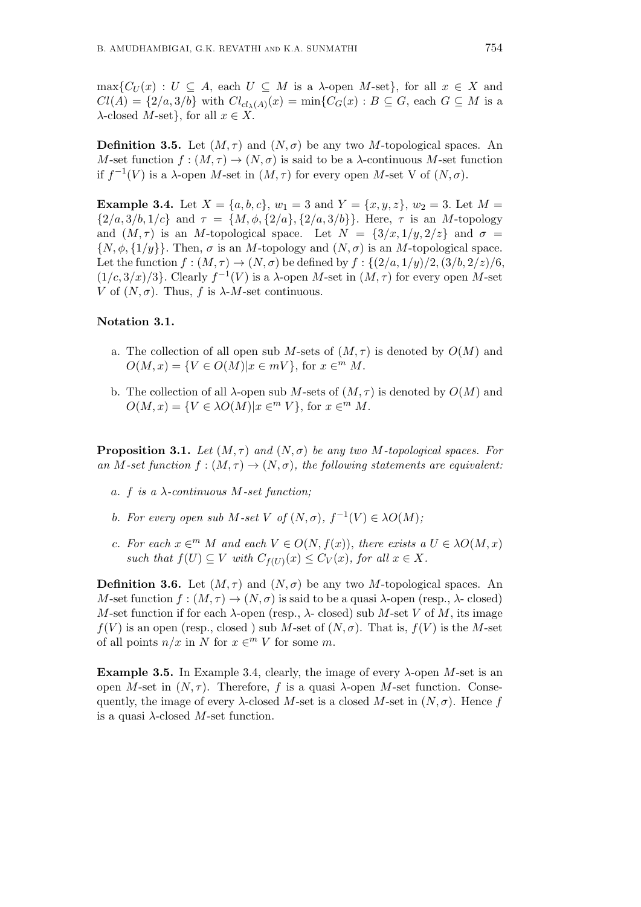$\max\{C_U(x) : U \subseteq A$, each $U \subseteq M$ is a $\lambda$-open $M$-set$\}$, for all $x \in X$ and $Cl(A) = \{2/a, 3/b\}$ with $Cl_{cl_\lambda(A)}(x) = \min\{C_G(x) : B \subseteq G$, each $G \subseteq M$ is a $\lambda$-closed $M$-set$\}$, for all $x \in X$.

**Definition 3.5.** Let $(M, \tau)$ and $(N, \sigma)$ be any two $M$-topological spaces. An $M$-set function $f : (M, \tau) \to (N, \sigma)$ is said to be a $\lambda$-continuous $M$-set function if $f^{-1}(V)$ is a $\lambda$-open $M$-set in $(M, \tau)$ for every open $M$-set V of $(N, \sigma)$.

**Example 3.4.** Let $X = \{a, b, c\}$, $w_1 = 3$ and $Y = \{x, y, z\}$, $w_2 = 3$. Let $M = \{2/a, 3/b, 1/c\}$ and $\tau = \{M, \phi, \{2/a\}, \{2/a, 3/b\}\}$. Here, $\tau$ is an $M$-topology and $(M, \tau)$ is an $M$-topological space. Let $N = \{3/x, 1/y, 2/z\}$ and $\sigma = \{N, \phi, \{1/y\}\}$. Then, $\sigma$ is an $M$-topology and $(N, \sigma)$ is an $M$-topological space. Let the function $f : (M, \tau) \to (N, \sigma)$ be defined by $f : \{(2/a, 1/y)/2, (3/b, 2/z)/6, (1/c, 3/x)/3\}$. Clearly $f^{-1}(V)$ is a $\lambda$-open $M$-set in $(M, \tau)$ for every open $M$-set $V$ of $(N, \sigma)$. Thus, $f$ is $\lambda$-$M$-set continuous.

**Notation 3.1.**

a. The collection of all open sub $M$-sets of $(M, \tau)$ is denoted by $O(M)$ and $O(M, x) = \{V \in O(M) | x \in mV\}$, for $x \in^m M$.

b. The collection of all $\lambda$-open sub $M$-sets of $(M, \tau)$ is denoted by $O(M)$ and $O(M, x) = \{V \in \lambda O(M) | x \in^m V\}$, for $x \in^m M$.

**Proposition 3.1.** *Let $(M, \tau)$ and $(N, \sigma)$ be any two $M$-topological spaces. For an $M$-set function $f : (M, \tau) \to (N, \sigma)$, the following statements are equivalent:*

*a. $f$ is a $\lambda$-continuous $M$-set function;*

*b. For every open sub $M$-set $V$ of $(N, \sigma)$, $f^{-1}(V) \in \lambda O(M)$;*

*c. For each $x \in^m M$ and each $V \in O(N, f(x))$, there exists a $U \in \lambda O(M, x)$ such that $f(U) \subseteq V$ with $C_{f(U)}(x) \leq C_V(x)$, for all $x \in X$.*

**Definition 3.6.** Let $(M, \tau)$ and $(N, \sigma)$ be any two $M$-topological spaces. An $M$-set function $f : (M, \tau) \to (N, \sigma)$ is said to be a quasi $\lambda$-open (resp., $\lambda$- closed) $M$-set function if for each $\lambda$-open (resp., $\lambda$- closed) sub $M$-set $V$ of $M$, its image $f(V)$ is an open (resp., closed ) sub $M$-set of $(N, \sigma)$. That is, $f(V)$ is the $M$-set of all points $n/x$ in $N$ for $x \in^m V$ for some $m$.

**Example 3.5.** In Example 3.4, clearly, the image of every $\lambda$-open $M$-set is an open $M$-set in $(N, \tau)$. Therefore, $f$ is a quasi $\lambda$-open $M$-set function. Consequently, the image of every $\lambda$-closed $M$-set is a closed $M$-set in $(N, \sigma)$. Hence $f$ is a quasi $\lambda$-closed $M$-set function.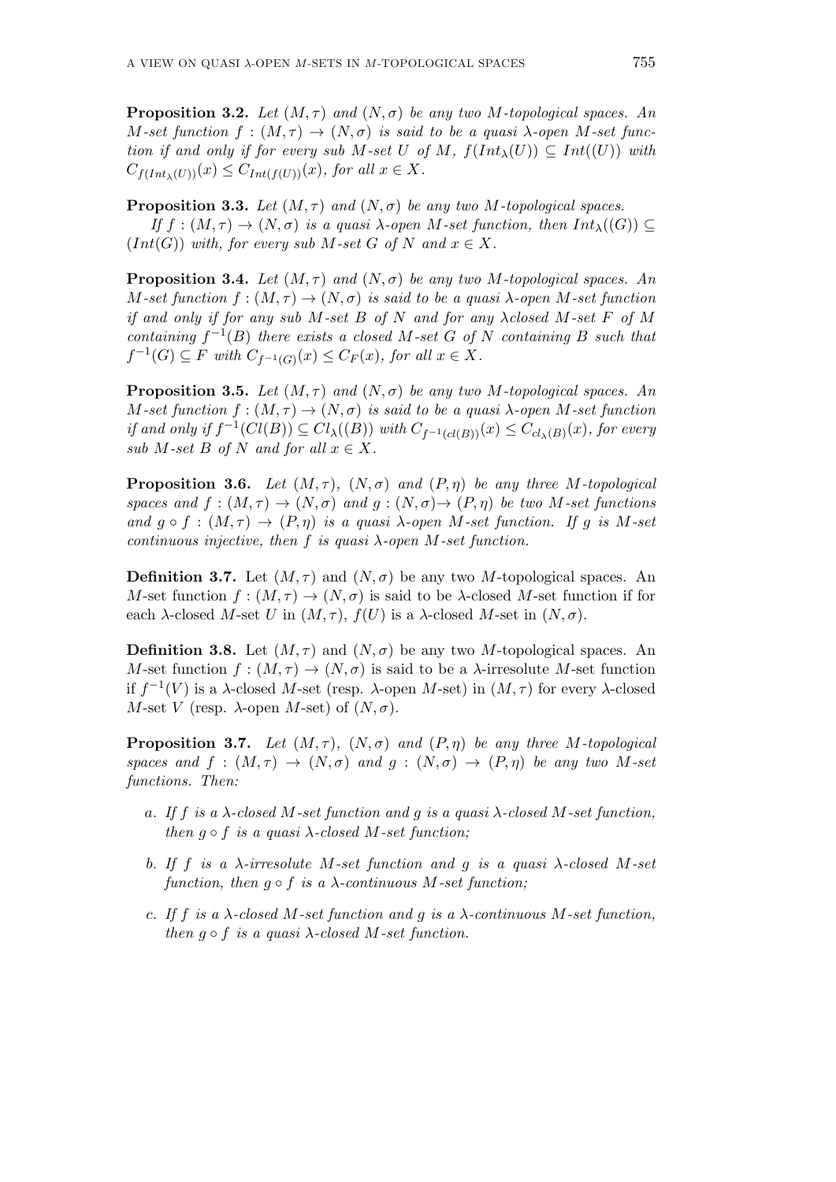**Proposition 3.2.** *Let $(M, \tau)$ and $(N, \sigma)$ be any two M-topological spaces. An M-set function $f : (M, \tau) \rightarrow (N, \sigma)$ is said to be a quasi $\lambda$-open M-set function if and only if for every sub M-set U of M, $f(Int_\lambda(U)) \subseteq Int((U))$ with $C_{f(Int_\lambda(U))}(x) \leq C_{Int(f(U))}(x)$, for all $x \in X$.*

**Proposition 3.3.** *Let $(M, \tau)$ and $(N, \sigma)$ be any two M-topological spaces.*

*If $f : (M, \tau) \rightarrow (N, \sigma)$ is a quasi $\lambda$-open M-set function, then $Int_\lambda((G)) \subseteq (Int(G))$ with, for every sub M-set G of N and $x \in X$.*

**Proposition 3.4.** *Let $(M, \tau)$ and $(N, \sigma)$ be any two M-topological spaces. An M-set function $f : (M, \tau) \rightarrow (N, \sigma)$ is said to be a quasi $\lambda$-open M-set function if and only if for any sub M-set B of N and for any $\lambda$closed M-set F of M containing $f^{-1}(B)$ there exists a closed M-set G of N containing B such that $f^{-1}(G) \subseteq F$ with $C_{f^{-1}(G)}(x) \leq C_F(x)$, for all $x \in X$.*

**Proposition 3.5.** *Let $(M, \tau)$ and $(N, \sigma)$ be any two M-topological spaces. An M-set function $f : (M, \tau) \rightarrow (N, \sigma)$ is said to be a quasi $\lambda$-open M-set function if and only if $f^{-1}(Cl(B)) \subseteq Cl_\lambda((B))$ with $C_{f^{-1}(cl(B))}(x) \leq C_{cl_\lambda(B)}(x)$, for every sub M-set B of N and for all $x \in X$.*

**Proposition 3.6.** *Let $(M, \tau)$, $(N, \sigma)$ and $(P, \eta)$ be any three M-topological spaces and $f : (M, \tau) \rightarrow (N, \sigma)$ and $g : (N, \sigma) \rightarrow (P, \eta)$ be two M-set functions and $g \circ f : (M, \tau) \rightarrow (P, \eta)$ is a quasi $\lambda$-open M-set function. If g is M-set continuous injective, then f is quasi $\lambda$-open M-set function.*

**Definition 3.7.** Let $(M, \tau)$ and $(N, \sigma)$ be any two M-topological spaces. An M-set function $f : (M, \tau) \rightarrow (N, \sigma)$ is said to be $\lambda$-closed M-set function if for each $\lambda$-closed M-set U in $(M, \tau)$, $f(U)$ is a $\lambda$-closed M-set in $(N, \sigma)$.

**Definition 3.8.** Let $(M, \tau)$ and $(N, \sigma)$ be any two M-topological spaces. An M-set function $f : (M, \tau) \rightarrow (N, \sigma)$ is said to be a $\lambda$-irresolute M-set function if $f^{-1}(V)$ is a $\lambda$-closed M-set (resp. $\lambda$-open M-set) in $(M, \tau)$ for every $\lambda$-closed M-set V (resp. $\lambda$-open M-set) of $(N, \sigma)$.

**Proposition 3.7.** *Let $(M, \tau)$, $(N, \sigma)$ and $(P, \eta)$ be any three M-topological spaces and $f : (M, \tau) \rightarrow (N, \sigma)$ and $g : (N, \sigma) \rightarrow (P, \eta)$ be any two M-set functions. Then:*

- a. *If f is a $\lambda$-closed M-set function and g is a quasi $\lambda$-closed M-set function, then $g \circ f$ is a quasi $\lambda$-closed M-set function;*
- b. *If f is a $\lambda$-irresolute M-set function and g is a quasi $\lambda$-closed M-set function, then $g \circ f$ is a $\lambda$-continuous M-set function;*
- c. *If f is a $\lambda$-closed M-set function and g is a $\lambda$-continuous M-set function, then $g \circ f$ is a quasi $\lambda$-closed M-set function.*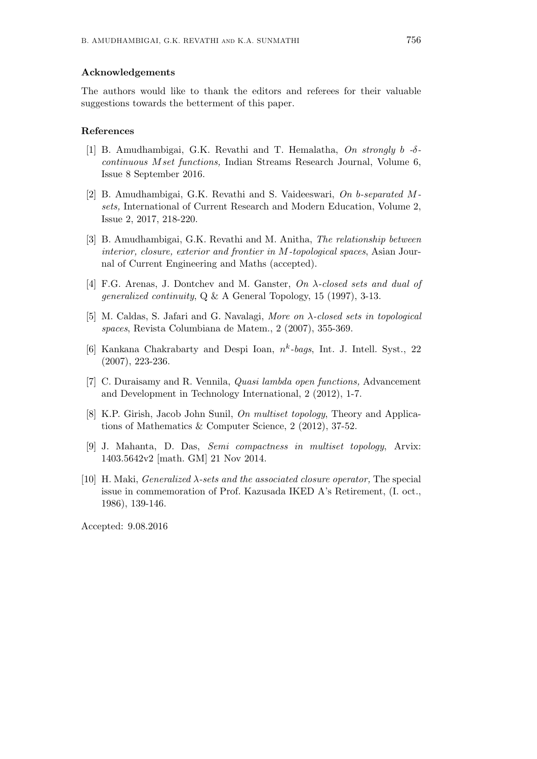### Acknowledgements

The authors would like to thank the editors and referees for their valuable suggestions towards the betterment of this paper.

### References

[1] B. Amudhambigai, G.K. Revathi and T. Hemalatha, *On strongly b -δ-continuous Mset functions,* Indian Streams Research Journal, Volume 6, Issue 8 September 2016.

[2] B. Amudhambigai, G.K. Revathi and S. Vaideeswari, *On b-separated M-sets,* International of Current Research and Modern Education, Volume 2, Issue 2, 2017, 218-220.

[3] B. Amudhambigai, G.K. Revathi and M. Anitha, *The relationship between interior, closure, exterior and frontier in M-topological spaces*, Asian Journal of Current Engineering and Maths (accepted).

[4] F.G. Arenas, J. Dontchev and M. Ganster, *On λ-closed sets and dual of generalized continuity*, Q & A General Topology, 15 (1997), 3-13.

[5] M. Caldas, S. Jafari and G. Navalagi, *More on λ-closed sets in topological spaces*, Revista Columbiana de Matem., 2 (2007), 355-369.

[6] Kankana Chakrabarty and Despi Ioan, *$n^k$-bags*, Int. J. Intell. Syst., 22 (2007), 223-236.

[7] C. Duraisamy and R. Vennila, *Quasi lambda open functions,* Advancement and Development in Technology International, 2 (2012), 1-7.

[8] K.P. Girish, Jacob John Sunil, *On multiset topology*, Theory and Applications of Mathematics & Computer Science, 2 (2012), 37-52.

[9] J. Mahanta, D. Das, *Semi compactness in multiset topology*, Arvix: 1403.5642v2 [math. GM] 21 Nov 2014.

[10] H. Maki, *Generalized λ-sets and the associated closure operator,* The special issue in commemoration of Prof. Kazusada IKED A's Retirement, (I. oct., 1986), 139-146.

Accepted: 9.08.2016